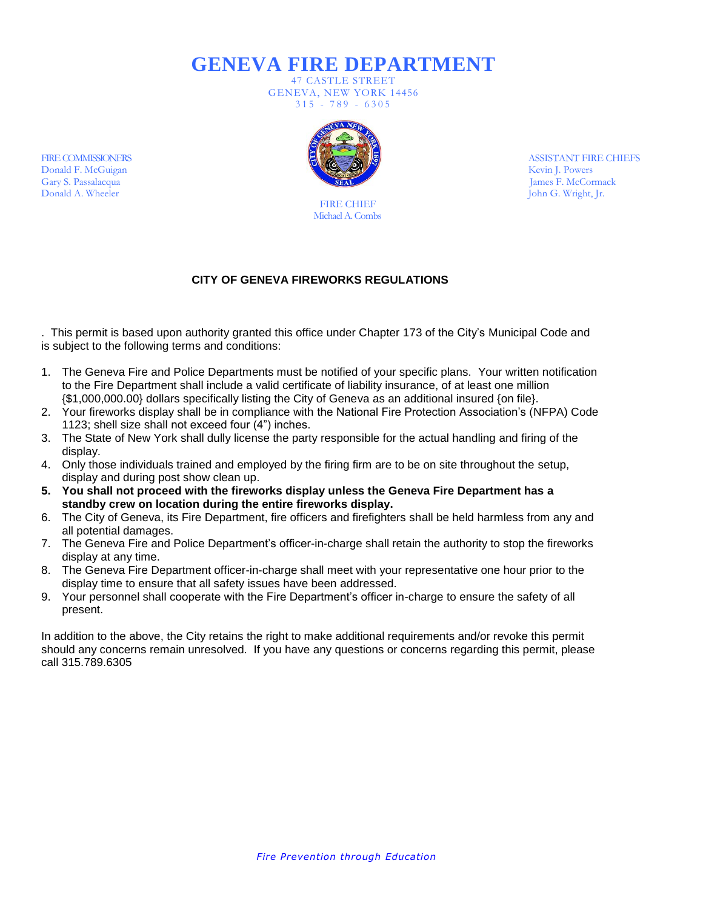# GENEVA FIRE DEPARTMENT

47 CASTLE STREET
GENEVA, NEW YORK 14456
315 - 789 - 6305

FIRE COMMISSIONERS
Donald F. McGuigan
Gary S. Passalacqua
Donald A. Wheeler

ASSISTANT FIRE CHIEFS
Kevin J. Powers
James F. McCormack
John G. Wright, Jr.

FIRE CHIEF
Michael A. Combs

## CITY OF GENEVA FIREWORKS REGULATIONS

. This permit is based upon authority granted this office under Chapter 173 of the City's Municipal Code and is subject to the following terms and conditions:

1. The Geneva Fire and Police Departments must be notified of your specific plans. Your written notification to the Fire Department shall include a valid certificate of liability insurance, of at least one million {$1,000,000.00} dollars specifically listing the City of Geneva as an additional insured {on file}.
2. Your fireworks display shall be in compliance with the National Fire Protection Association's (NFPA) Code 1123; shell size shall not exceed four (4") inches.
3. The State of New York shall dully license the party responsible for the actual handling and firing of the display.
4. Only those individuals trained and employed by the firing firm are to be on site throughout the setup, display and during post show clean up.
5. **You shall not proceed with the fireworks display unless the Geneva Fire Department has a standby crew on location during the entire fireworks display.**
6. The City of Geneva, its Fire Department, fire officers and firefighters shall be held harmless from any and all potential damages.
7. The Geneva Fire and Police Department's officer-in-charge shall retain the authority to stop the fireworks display at any time.
8. The Geneva Fire Department officer-in-charge shall meet with your representative one hour prior to the display time to ensure that all safety issues have been addressed.
9. Your personnel shall cooperate with the Fire Department's officer in-charge to ensure the safety of all present.

In addition to the above, the City retains the right to make additional requirements and/or revoke this permit should any concerns remain unresolved. If you have any questions or concerns regarding this permit, please call 315.789.6305

*Fire Prevention through Education*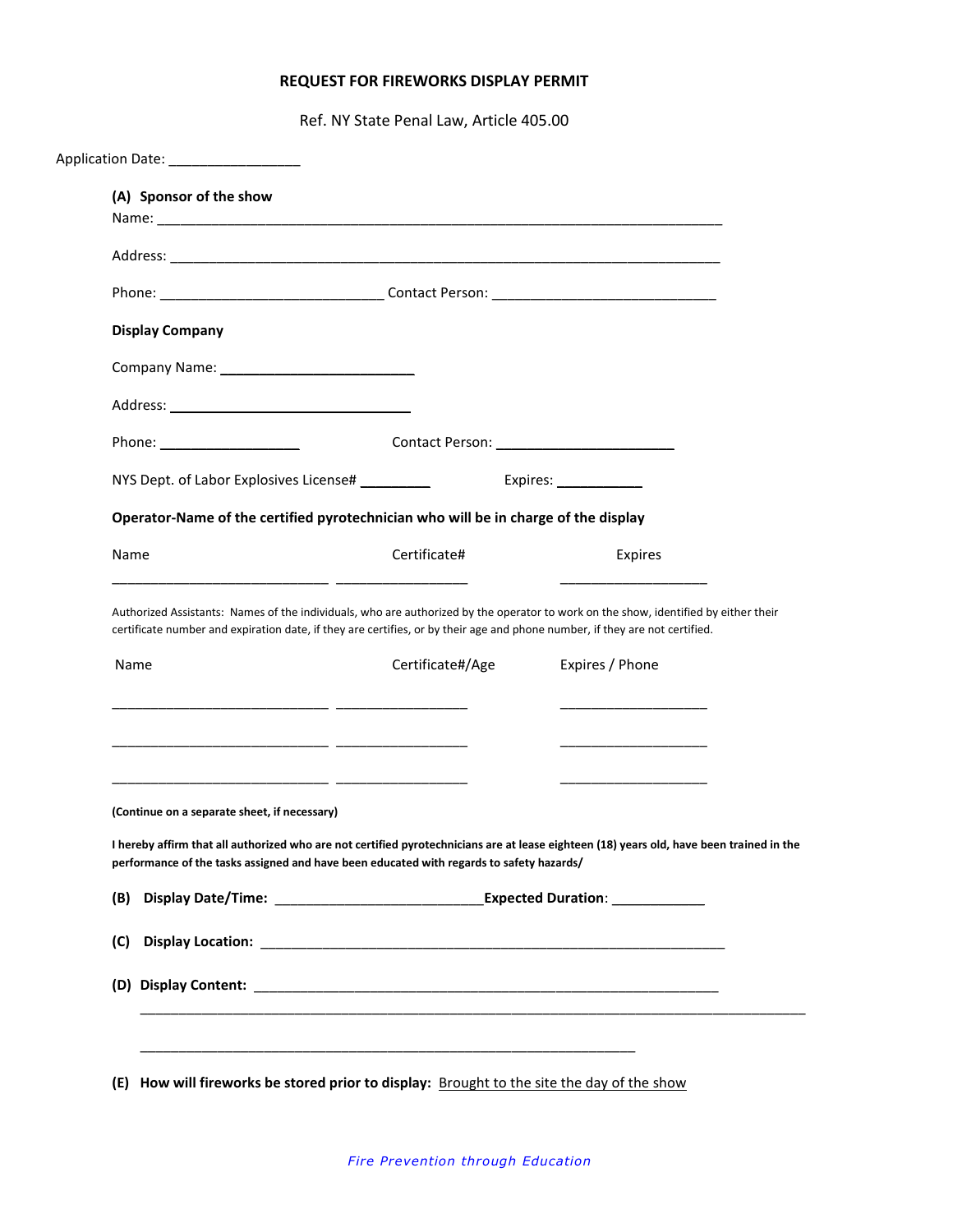**REQUEST FOR FIREWORKS DISPLAY PERMIT**

Ref. NY State Penal Law, Article 405.00

Application Date: _________________

**(A) Sponsor of the show**

Name: ___________________________________________________________________________

Address: __________________________________________________________________________

Phone: ______________________________ Contact Person: ______________________________

**Display Company**

Company Name: ___________________________

Address: _________________________________

Phone: ___________________ Contact Person: ________________________

NYS Dept. of Labor Explosives License# __________ Expires: ____________

**Operator-Name of the certified pyrotechnician who will be in charge of the display**

| Name | Certificate# | Expires |
|---|---|---|
| _____________________________ | __________________ | ____________________ |

Authorized Assistants: Names of the individuals, who are authorized by the operator to work on the show, identified by either their certificate number and expiration date, if they are certifies, or by their age and phone number, if they are not certified.

| Name | Certificate#/Age | Expires / Phone |
|---|---|---|
| _____________________________ | __________________ | ____________________ |
| _____________________________ | __________________ | ____________________ |
| _____________________________ | __________________ | ____________________ |

**(Continue on a separate sheet, if necessary)**

**I hereby affirm that all authorized who are not certified pyrotechnicians are at lease eighteen (18) years old, have been trained in the performance of the tasks assigned and have been educated with regards to safety hazards/**

**(B) Display Date/Time:** ___________________________ **Expected Duration**: ____________

**(C) Display Location:** _______________________________________________________________

**(D) Display Content:** _______________________________________________________________

___________________________________________________________________________________________

___________________________________________________________________

**(E) How will fireworks be stored prior to display:** Brought to the site the day of the show

*Fire Prevention through Education*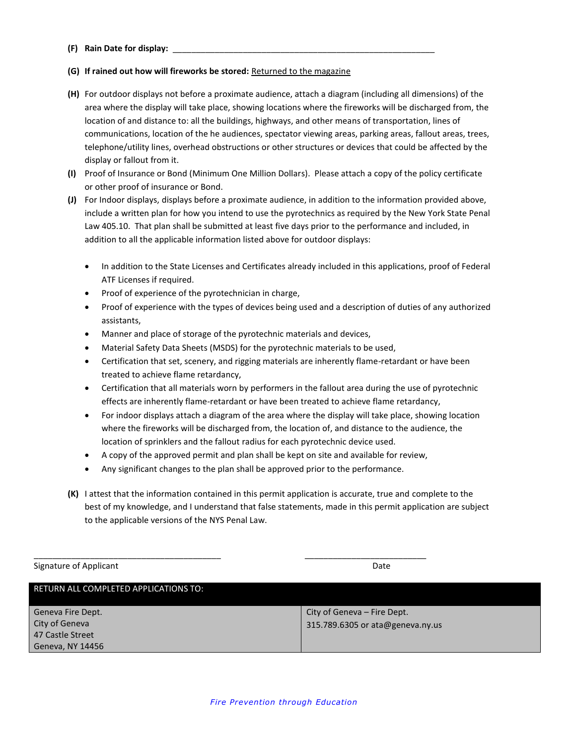**(F) Rain Date for display:** \_\_\_\_\_\_\_\_\_\_\_\_\_\_\_\_\_\_\_\_\_\_\_\_\_\_\_\_\_\_\_\_\_\_\_\_\_\_\_\_\_\_\_\_\_\_\_\_\_\_\_\_\_\_\_\_\_\_

**(G) If rained out how will fireworks be stored:** Returned to the magazine

**(H)** For outdoor displays not before a proximate audience, attach a diagram (including all dimensions) of the area where the display will take place, showing locations where the fireworks will be discharged from, the location of and distance to: all the buildings, highways, and other means of transportation, lines of communications, location of the he audiences, spectator viewing areas, parking areas, fallout areas, trees, telephone/utility lines, overhead obstructions or other structures or devices that could be affected by the display or fallout from it.

**(I)** Proof of Insurance or Bond (Minimum One Million Dollars). Please attach a copy of the policy certificate or other proof of insurance or Bond.

**(J)** For Indoor displays, displays before a proximate audience, in addition to the information provided above, include a written plan for how you intend to use the pyrotechnics as required by the New York State Penal Law 405.10. That plan shall be submitted at least five days prior to the performance and included, in addition to all the applicable information listed above for outdoor displays:

- In addition to the State Licenses and Certificates already included in this applications, proof of Federal ATF Licenses if required.
- Proof of experience of the pyrotechnician in charge,
- Proof of experience with the types of devices being used and a description of duties of any authorized assistants,
- Manner and place of storage of the pyrotechnic materials and devices,
- Material Safety Data Sheets (MSDS) for the pyrotechnic materials to be used,
- Certification that set, scenery, and rigging materials are inherently flame-retardant or have been treated to achieve flame retardancy,
- Certification that all materials worn by performers in the fallout area during the use of pyrotechnic effects are inherently flame-retardant or have been treated to achieve flame retardancy,
- For indoor displays attach a diagram of the area where the display will take place, showing location where the fireworks will be discharged from, the location of, and distance to the audience, the location of sprinklers and the fallout radius for each pyrotechnic device used.
- A copy of the approved permit and plan shall be kept on site and available for review,
- Any significant changes to the plan shall be approved prior to the performance.

**(K)** I attest that the information contained in this permit application is accurate, true and complete to the best of my knowledge, and I understand that false statements, made in this permit application are subject to the applicable versions of the NYS Penal Law.

\_\_\_\_\_\_\_\_\_\_\_\_\_\_\_\_\_\_\_\_\_\_\_\_\_\_\_\_\_\_\_\_\_\_\_\_\_\_\_\_ &nbsp;&nbsp;&nbsp;&nbsp;&nbsp;&nbsp;&nbsp;&nbsp; \_\_\_\_\_\_\_\_\_\_\_\_\_\_\_\_\_\_\_\_\_\_\_\_\_\_

Signature of Applicant &nbsp;&nbsp;&nbsp;&nbsp;&nbsp;&nbsp;&nbsp;&nbsp; Date

| RETURN ALL COMPLETED APPLICATIONS TO: | |
| --- | --- |
| Geneva Fire Dept.<br>City of Geneva<br>47 Castle Street<br>Geneva, NY 14456 | City of Geneva – Fire Dept.<br>315.789.6305 or ata@geneva.ny.us |

*Fire Prevention through Education*